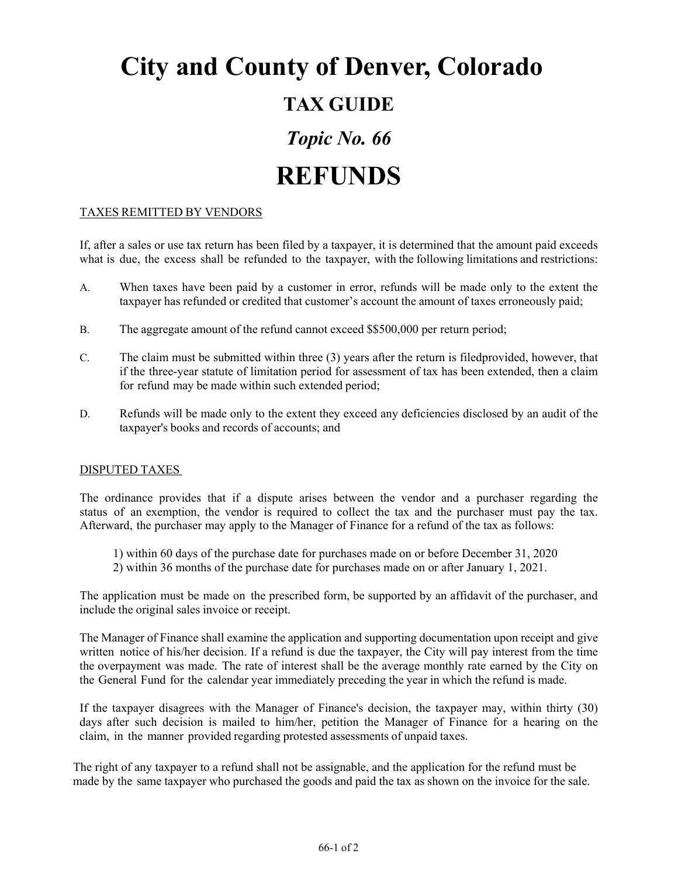# City and County of Denver, Colorado

## TAX GUIDE

## *Topic No. 66*

# REFUNDS

<u>TAXES REMITTED BY VENDORS</u>

If, after a sales or use tax return has been filed by a taxpayer, it is determined that the amount paid exceeds what is due, the excess shall be refunded to the taxpayer, with the following limitations and restrictions:

A. When taxes have been paid by a customer in error, refunds will be made only to the extent the taxpayer has refunded or credited that customer's account the amount of taxes erroneously paid;

B. The aggregate amount of the refund cannot exceed $$500,000 per return period;

C. The claim must be submitted within three (3) years after the return is filedprovided, however, that if the three-year statute of limitation period for assessment of tax has been extended, then a claim for refund may be made within such extended period;

D. Refunds will be made only to the extent they exceed any deficiencies disclosed by an audit of the taxpayer's books and records of accounts; and

<u>DISPUTED TAXES</u>

The ordinance provides that if a dispute arises between the vendor and a purchaser regarding the status of an exemption, the vendor is required to collect the tax and the purchaser must pay the tax. Afterward, the purchaser may apply to the Manager of Finance for a refund of the tax as follows:

1) within 60 days of the purchase date for purchases made on or before December 31, 2020
2) within 36 months of the purchase date for purchases made on or after January 1, 2021.

The application must be made on the prescribed form, be supported by an affidavit of the purchaser, and include the original sales invoice or receipt.

The Manager of Finance shall examine the application and supporting documentation upon receipt and give written notice of his/her decision. If a refund is due the taxpayer, the City will pay interest from the time the overpayment was made. The rate of interest shall be the average monthly rate earned by the City on the General Fund for the calendar year immediately preceding the year in which the refund is made.

If the taxpayer disagrees with the Manager of Finance's decision, the taxpayer may, within thirty (30) days after such decision is mailed to him/her, petition the Manager of Finance for a hearing on the claim, in the manner provided regarding protested assessments of unpaid taxes.

The right of any taxpayer to a refund shall not be assignable, and the application for the refund must be made by the same taxpayer who purchased the goods and paid the tax as shown on the invoice for the sale.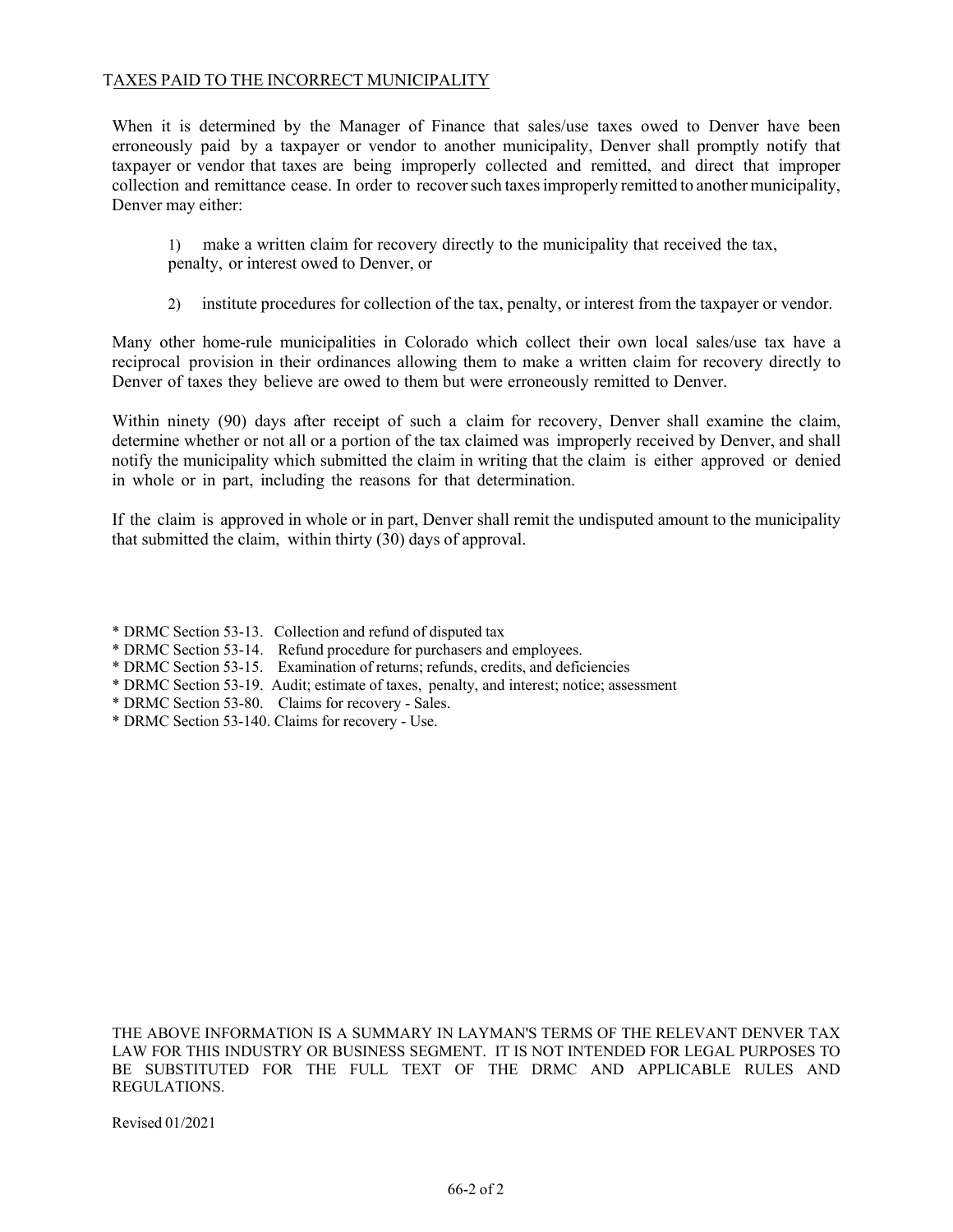## TAXES PAID TO THE INCORRECT MUNICIPALITY

When it is determined by the Manager of Finance that sales/use taxes owed to Denver have been erroneously paid by a taxpayer or vendor to another municipality, Denver shall promptly notify that taxpayer or vendor that taxes are being improperly collected and remitted, and direct that improper collection and remittance cease. In order to recover such taxes improperly remitted to another municipality, Denver may either:

1) make a written claim for recovery directly to the municipality that received the tax, penalty, or interest owed to Denver, or

2) institute procedures for collection of the tax, penalty, or interest from the taxpayer or vendor.

Many other home-rule municipalities in Colorado which collect their own local sales/use tax have a reciprocal provision in their ordinances allowing them to make a written claim for recovery directly to Denver of taxes they believe are owed to them but were erroneously remitted to Denver.

Within ninety (90) days after receipt of such a claim for recovery, Denver shall examine the claim, determine whether or not all or a portion of the tax claimed was improperly received by Denver, and shall notify the municipality which submitted the claim in writing that the claim is either approved or denied in whole or in part, including the reasons for that determination.

If the claim is approved in whole or in part, Denver shall remit the undisputed amount to the municipality that submitted the claim, within thirty (30) days of approval.

* DRMC Section 53-13. Collection and refund of disputed tax
* DRMC Section 53-14. Refund procedure for purchasers and employees.
* DRMC Section 53-15. Examination of returns; refunds, credits, and deficiencies
* DRMC Section 53-19. Audit; estimate of taxes, penalty, and interest; notice; assessment
* DRMC Section 53-80. Claims for recovery - Sales.
* DRMC Section 53-140. Claims for recovery - Use.

THE ABOVE INFORMATION IS A SUMMARY IN LAYMAN'S TERMS OF THE RELEVANT DENVER TAX LAW FOR THIS INDUSTRY OR BUSINESS SEGMENT. IT IS NOT INTENDED FOR LEGAL PURPOSES TO BE SUBSTITUTED FOR THE FULL TEXT OF THE DRMC AND APPLICABLE RULES AND REGULATIONS.

Revised 01/2021